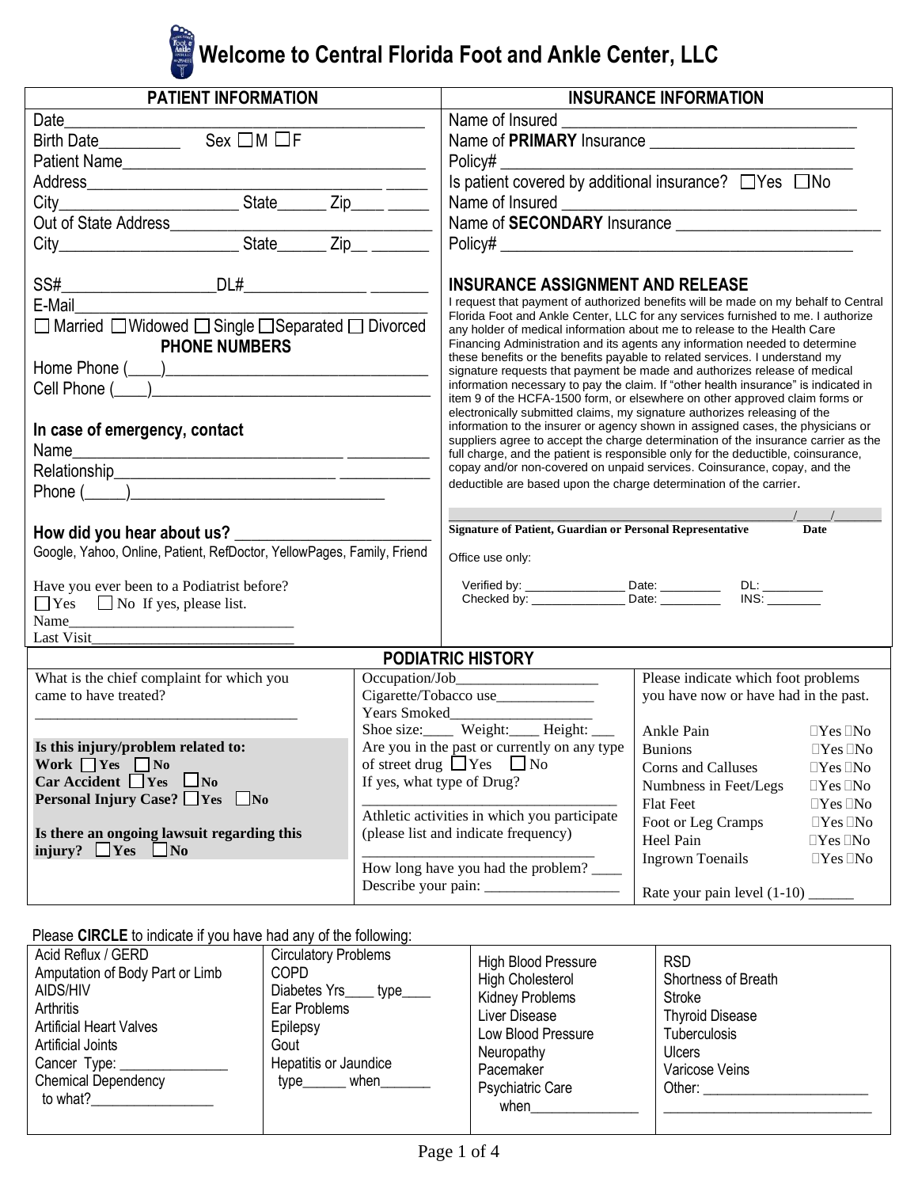# Welcome to Central Florida Foot and Ankle Center, LLC

## PATIENT INFORMATION

Date_______________________________________

Birth Date_________ Sex ☐M ☐F

Patient Name___________________________________

Address_____________________________________

City_____________________ State______ Zip____ _____

Out of State Address________________________________

City_____________________ State______ Zip__ _______

SS#__________________DL#______________ _______

E-Mail________________________________________

☐ Married ☐Widowed ☐ Single ☐Separated ☐ Divorced

**PHONE NUMBERS**

Home Phone (____)_______________________________

Cell Phone (____)________________________________

**In case of emergency, contact**

Name_________________________________ __________

Relationship___________________________ ___________

Phone (_____)______________________________

**How did you hear about us?** _______________________

Google, Yahoo, Online, Patient, RefDoctor, YellowPages, Family, Friend

Have you ever been to a Podiatrist before?
☐Yes ☐ No If yes, please list.
Name_____________________________
Last Visit___________________________

## INSURANCE INFORMATION

Name of Insured ___________________________________

Name of **PRIMARY** Insurance ________________________

Policy# ______________________________________

Is patient covered by additional insurance? ☐Yes ☐No

Name of Insured ___________________________________

Name of **SECONDARY** Insurance ________________________

Policy# ______________________________________

### INSURANCE ASSIGNMENT AND RELEASE

I request that payment of authorized benefits will be made on my behalf to Central Florida Foot and Ankle Center, LLC for any services furnished to me. I authorize any holder of medical information about me to release to the Health Care Financing Administration and its agents any information needed to determine these benefits or the benefits payable to related services. I understand my signature requests that payment be made and authorizes release of medical information necessary to pay the claim. If "other health insurance" is indicated in item 9 of the HCFA-1500 form, or elsewhere on other approved claim forms or electronically submitted claims, my signature authorizes releasing of the information to the insurer or agency shown in assigned cases, the physicians or suppliers agree to accept the charge determination of the insurance carrier as the full charge, and the patient is responsible only for the deductible, coinsurance, copay and/or non-covered on unpaid services. Coinsurance, copay, and the deductible are based upon the charge determination of the carrier.

_____________________________________________ ____/____/______

**Signature of Patient, Guardian or Personal Representative** **Date**

Office use only:

Verified by: _______________ Date: _________ DL: _________
Checked by: ______________ Date: _________ INS: ________

## PODIATRIC HISTORY

What is the chief complaint for which you came to have treated?

___________________________________

**Is this injury/problem related to:**
**Work** ☐ **Yes** ☐ **No**
**Car Accident** ☐ **Yes** ☐ **No**
**Personal Injury Case?** ☐ **Yes** ☐ **No**

**Is there an ongoing lawsuit regarding this injury?** ☐ **Yes** ☐ **No**

Occupation/Job__________________
Cigarette/Tobacco use_____________
Years Smoked___________________
Shoe size:____ Weight:____ Height: ___
Are you in the past or currently on any type of street drug ☐Yes ☐ No
If yes, what type of Drug?
_______________________________
Athletic activities in which you participate (please list and indicate frequency)
_______________________________
How long have you had the problem? ____
Describe your pain: _________________

Please indicate which foot problems you have now or have had in the past.

| | |
|---|---|
| Ankle Pain | ☐Yes ☐No |
| Bunions | ☐Yes ☐No |
| Corns and Calluses | ☐Yes ☐No |
| Numbness in Feet/Legs | ☐Yes ☐No |
| Flat Feet | ☐Yes ☐No |
| Foot or Leg Cramps | ☐Yes ☐No |
| Heel Pain | ☐Yes ☐No |
| Ingrown Toenails | ☐Yes ☐No |

Rate your pain level (1-10) ______

Please **CIRCLE** to indicate if you have had any of the following:

| | | | |
|---|---|---|---|
| Acid Reflux / GERD | Circulatory Problems | High Blood Pressure | RSD |
| Amputation of Body Part or Limb | COPD | High Cholesterol | Shortness of Breath |
| AIDS/HIV | Diabetes Yrs____ type____ | Kidney Problems | Stroke |
| Arthritis | Ear Problems | Liver Disease | Thyroid Disease |
| Artificial Heart Valves | Epilepsy | Low Blood Pressure | Tuberculosis |
| Artificial Joints | Gout | Neuropathy | Ulcers |
| Cancer Type: ______________ | Hepatitis or Jaundice type______ when_______ | Pacemaker | Varicose Veins |
| Chemical Dependency to what?_________________ | | Psychiatric Care when_______________ | Other: ______________________ |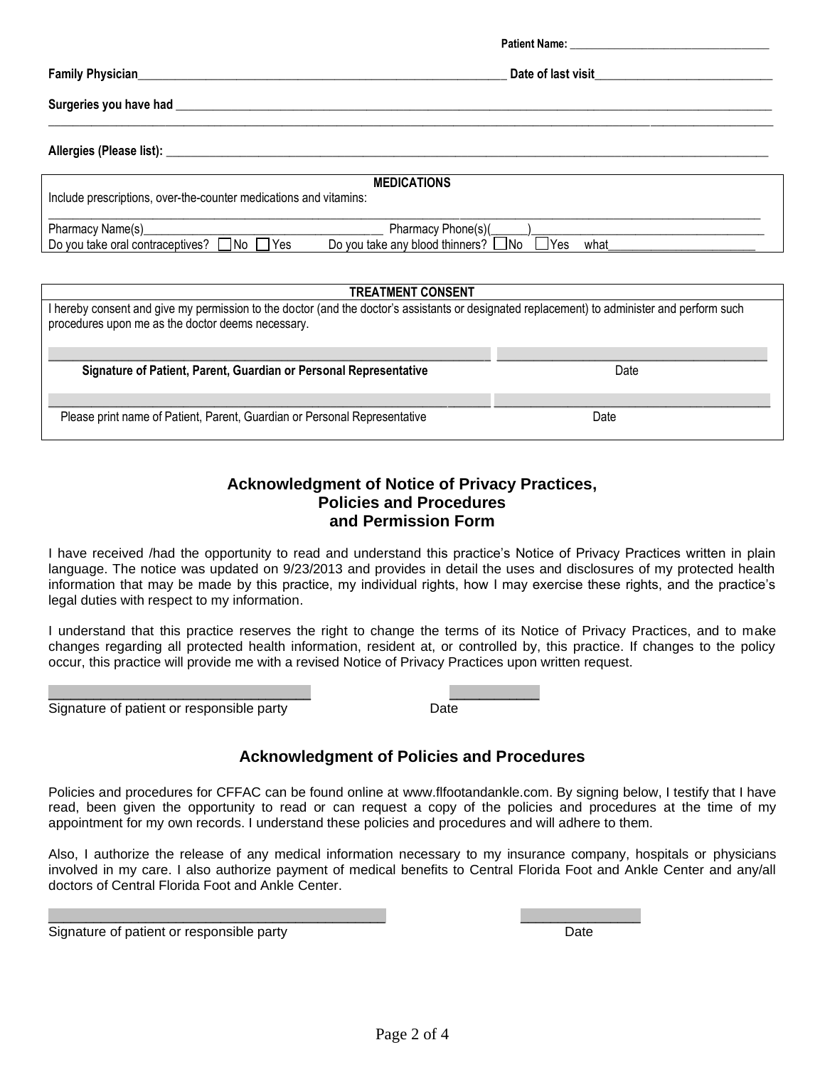**Patient Name:** ___________________________________

**Family Physician**_____________________________________________________________ **Date of last visit**_____________________________

**Surgeries you have had** ______________________________________________________________________________________________

______________________________________________________________________________________________________________

**Allergies (Please list):** _______________________________________________________________________________________________

**MEDICATIONS**

Include prescriptions, over-the-counter medications and vitamins:

______________________________________________________________________________________________________________

Pharmacy Name(s)_______________________________________ Pharmacy Phone(s)(______)____________________________________

Do you take oral contraceptives? ☐ No ☐ Yes Do you take any blood thinners? ☐ No ☐ Yes what________________________

**TREATMENT CONSENT**

I hereby consent and give my permission to the doctor (and the doctor's assistants or designated replacement) to administer and perform such procedures upon me as the doctor deems necessary.

| _______________________________________________ | ____________________________ |
|---|---|
| **Signature of Patient, Parent, Guardian or Personal Representative** | Date |
| _______________________________________________ | ____________________________ |
| Please print name of Patient, Parent, Guardian or Personal Representative | Date |

## Acknowledgment of Notice of Privacy Practices, Policies and Procedures and Permission Form

I have received /had the opportunity to read and understand this practice's Notice of Privacy Practices written in plain language. The notice was updated on 9/23/2013 and provides in detail the uses and disclosures of my protected health information that may be made by this practice, my individual rights, how I may exercise these rights, and the practice's legal duties with respect to my information.

I understand that this practice reserves the right to change the terms of its Notice of Privacy Practices, and to make changes regarding all protected health information, resident at, or controlled by, this practice. If changes to the policy occur, this practice will provide me with a revised Notice of Privacy Practices upon written request.

__________________________________ ____________

Signature of patient or responsible party Date

## Acknowledgment of Policies and Procedures

Policies and procedures for CFFAC can be found online at www.flfootandankle.com. By signing below, I testify that I have read, been given the opportunity to read or can request a copy of the policies and procedures at the time of my appointment for my own records. I understand these policies and procedures and will adhere to them.

Also, I authorize the release of any medical information necessary to my insurance company, hospitals or physicians involved in my care. I also authorize payment of medical benefits to Central Florida Foot and Ankle Center and any/all doctors of Central Florida Foot and Ankle Center.

___________________________________________ ________________

Signature of patient or responsible party Date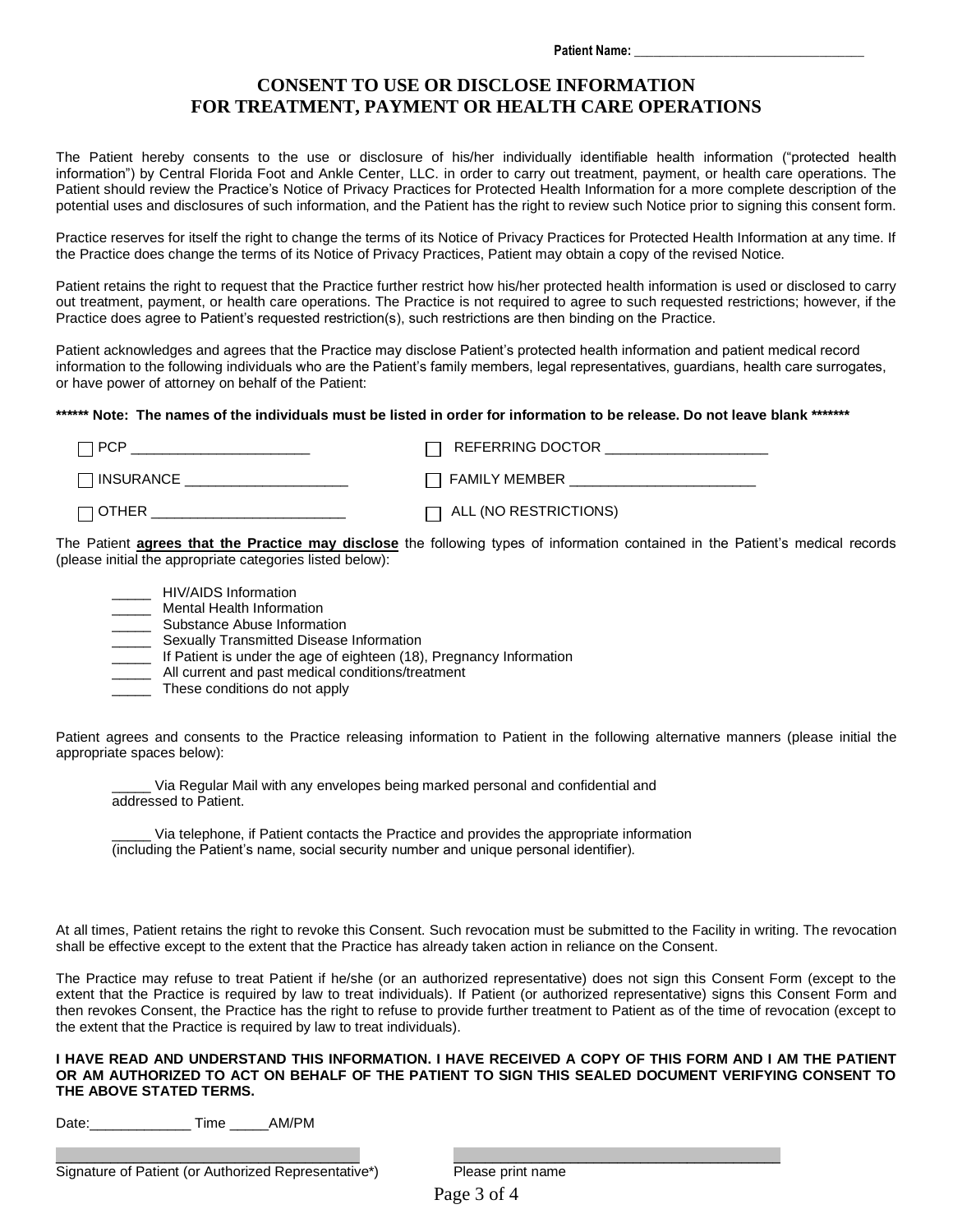Patient Name: ___________________________________

# CONSENT TO USE OR DISCLOSE INFORMATION FOR TREATMENT, PAYMENT OR HEALTH CARE OPERATIONS

The Patient hereby consents to the use or disclosure of his/her individually identifiable health information ("protected health information") by Central Florida Foot and Ankle Center, LLC. in order to carry out treatment, payment, or health care operations. The Patient should review the Practice's Notice of Privacy Practices for Protected Health Information for a more complete description of the potential uses and disclosures of such information, and the Patient has the right to review such Notice prior to signing this consent form.

Practice reserves for itself the right to change the terms of its Notice of Privacy Practices for Protected Health Information at any time. If the Practice does change the terms of its Notice of Privacy Practices, Patient may obtain a copy of the revised Notice.

Patient retains the right to request that the Practice further restrict how his/her protected health information is used or disclosed to carry out treatment, payment, or health care operations. The Practice is not required to agree to such requested restrictions; however, if the Practice does agree to Patient's requested restriction(s), such restrictions are then binding on the Practice.

Patient acknowledges and agrees that the Practice may disclose Patient's protected health information and patient medical record information to the following individuals who are the Patient's family members, legal representatives, guardians, health care surrogates, or have power of attorney on behalf of the Patient:

**\*\*\*\*\*\* Note: The names of the individuals must be listed in order for information to be release. Do not leave blank \*\*\*\*\*\*\***

☐ PCP ______________________ ☐ REFERRING DOCTOR ____________________

☐ INSURANCE ____________________ ☐ FAMILY MEMBER _______________________

☐ OTHER ________________________ ☐ ALL (NO RESTRICTIONS)

The Patient **agrees that the Practice may disclose** the following types of information contained in the Patient's medical records (please initial the appropriate categories listed below):

_____ HIV/AIDS Information
_____ Mental Health Information
_____ Substance Abuse Information
_____ Sexually Transmitted Disease Information
_____ If Patient is under the age of eighteen (18), Pregnancy Information
_____ All current and past medical conditions/treatment
_____ These conditions do not apply

Patient agrees and consents to the Practice releasing information to Patient in the following alternative manners (please initial the appropriate spaces below):

_____ Via Regular Mail with any envelopes being marked personal and confidential and addressed to Patient.

_____ Via telephone, if Patient contacts the Practice and provides the appropriate information (including the Patient's name, social security number and unique personal identifier).

At all times, Patient retains the right to revoke this Consent. Such revocation must be submitted to the Facility in writing. The revocation shall be effective except to the extent that the Practice has already taken action in reliance on the Consent.

The Practice may refuse to treat Patient if he/she (or an authorized representative) does not sign this Consent Form (except to the extent that the Practice is required by law to treat individuals). If Patient (or authorized representative) signs this Consent Form and then revokes Consent, the Practice has the right to refuse to provide further treatment to Patient as of the time of revocation (except to the extent that the Practice is required by law to treat individuals).

**I HAVE READ AND UNDERSTAND THIS INFORMATION. I HAVE RECEIVED A COPY OF THIS FORM AND I AM THE PATIENT OR AM AUTHORIZED TO ACT ON BEHALF OF THE PATIENT TO SIGN THIS SEALED DOCUMENT VERIFYING CONSENT TO THE ABOVE STATED TERMS.**

Date:_____________ Time _____AM/PM

______________________________________ ______________________________________
Signature of Patient (or Authorized Representative*) Please print name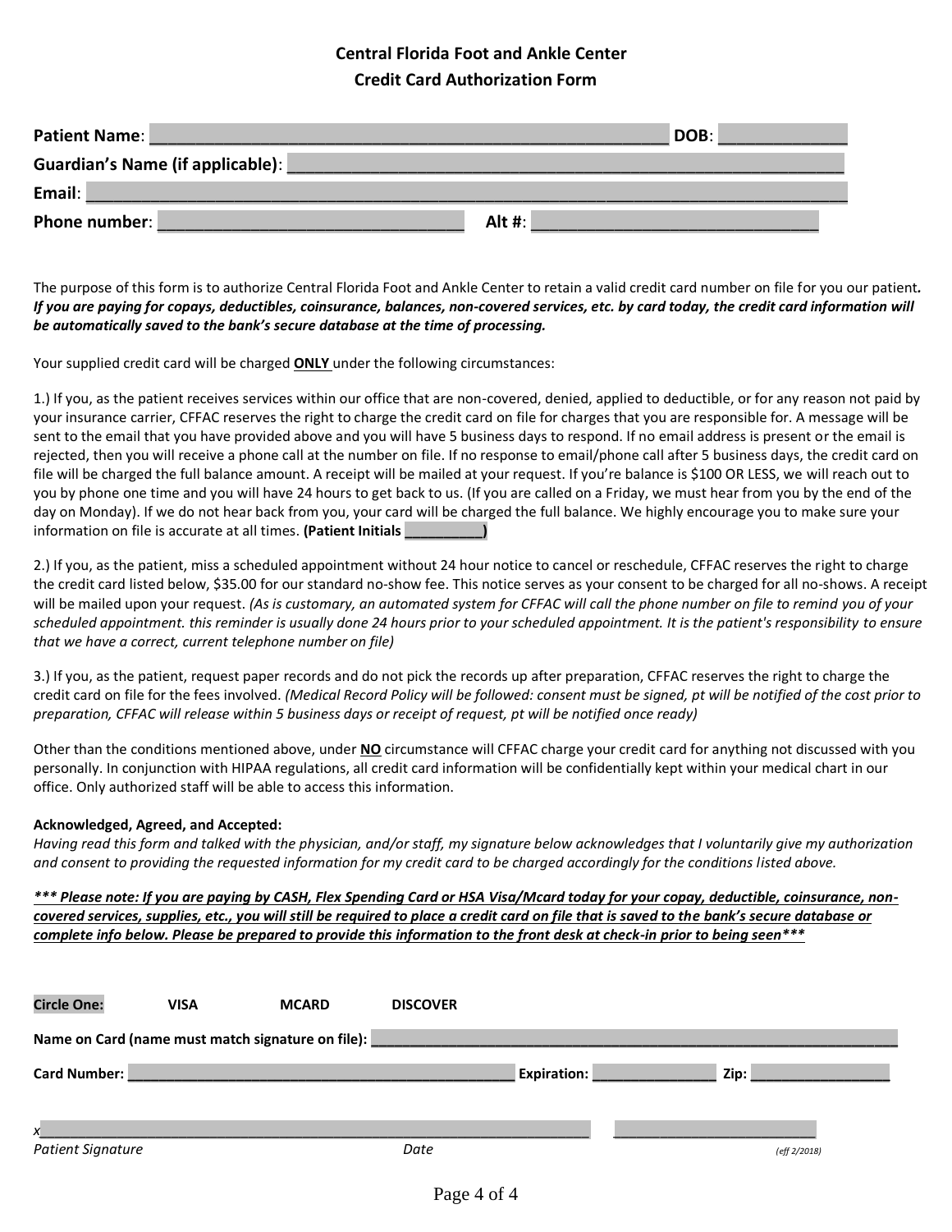# Central Florida Foot and Ankle Center
## Credit Card Authorization Form

**Patient Name**: ______________________________________________ **DOB**: ____________

**Guardian's Name (if applicable)**: ______________________________________________

**Email**: ______________________________________________________________________

**Phone number**: ______________________________ **Alt #**: ____________________________

The purpose of this form is to authorize Central Florida Foot and Ankle Center to retain a valid credit card number on file for you our patient. ***If you are paying for copays, deductibles, coinsurance, balances, non-covered services, etc. by card today, the credit card information will be automatically saved to the bank's secure database at the time of processing.***

Your supplied credit card will be charged **ONLY** under the following circumstances:

1.) If you, as the patient receives services within our office that are non-covered, denied, applied to deductible, or for any reason not paid by your insurance carrier, CFFAC reserves the right to charge the credit card on file for charges that you are responsible for. A message will be sent to the email that you have provided above and you will have 5 business days to respond. If no email address is present or the email is rejected, then you will receive a phone call at the number on file. If no response to email/phone call after 5 business days, the credit card on file will be charged the full balance amount. A receipt will be mailed at your request. If you're balance is $100 OR LESS, we will reach out to you by phone one time and you will have 24 hours to get back to us. (If you are called on a Friday, we must hear from you by the end of the day on Monday). If we do not hear back from you, your card will be charged the full balance. We highly encourage you to make sure your information on file is accurate at all times. **(Patient Initials __________)**

2.) If you, as the patient, miss a scheduled appointment without 24 hour notice to cancel or reschedule, CFFAC reserves the right to charge the credit card listed below, $35.00 for our standard no-show fee. This notice serves as your consent to be charged for all no-shows. A receipt will be mailed upon your request. *(As is customary, an automated system for CFFAC will call the phone number on file to remind you of your scheduled appointment. this reminder is usually done 24 hours prior to your scheduled appointment. It is the patient's responsibility to ensure that we have a correct, current telephone number on file)*

3.) If you, as the patient, request paper records and do not pick the records up after preparation, CFFAC reserves the right to charge the credit card on file for the fees involved. *(Medical Record Policy will be followed: consent must be signed, pt will be notified of the cost prior to preparation, CFFAC will release within 5 business days or receipt of request, pt will be notified once ready)*

Other than the conditions mentioned above, under **NO** circumstance will CFFAC charge your credit card for anything not discussed with you personally. In conjunction with HIPAA regulations, all credit card information will be confidentially kept within your medical chart in our office. Only authorized staff will be able to access this information.

**Acknowledged, Agreed, and Accepted:**
*Having read this form and talked with the physician, and/or staff, my signature below acknowledges that I voluntarily give my authorization and consent to providing the requested information for my credit card to be charged accordingly for the conditions listed above.*

***<u>*** Please note: If you are paying by CASH, Flex Spending Card or HSA Visa/Mcard today for your copay, deductible, coinsurance, non-covered services, supplies, etc., you will still be required to place a credit card on file that is saved to the bank's secure database or complete info below. Please be prepared to provide this information to the front desk at check-in prior to being seen***</u>***

**Circle One:** **VISA** **MCARD** **DISCOVER**

**Name on Card (name must match signature on file):** ______________________________________

**Card Number:** ______________________________ **Expiration:** ____________ **Zip:** ____________

x______________________________________________ ____________________

*Patient Signature* *Date*

*(eff 2/2018)*